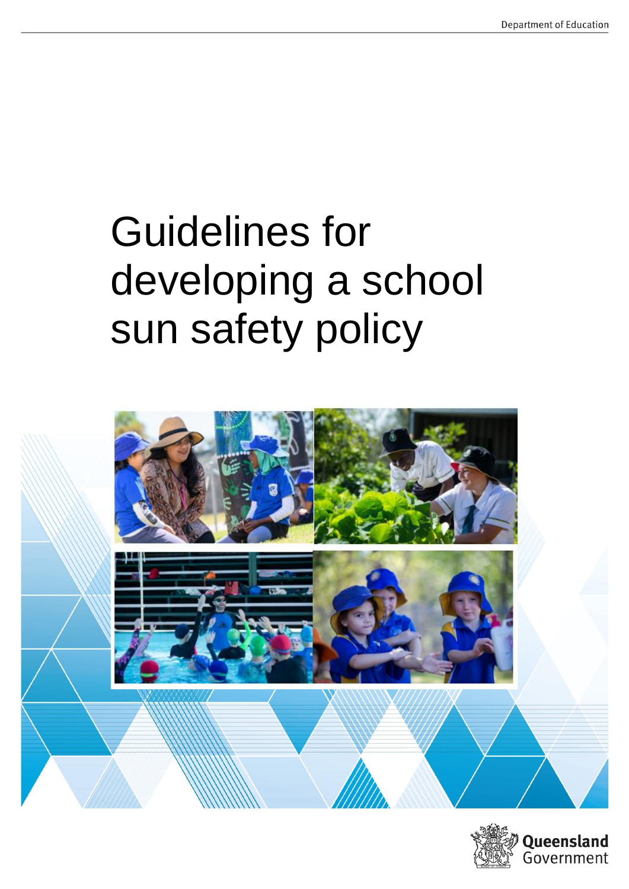Department of Education

# Guidelines for developing a school sun safety policy

Queensland Government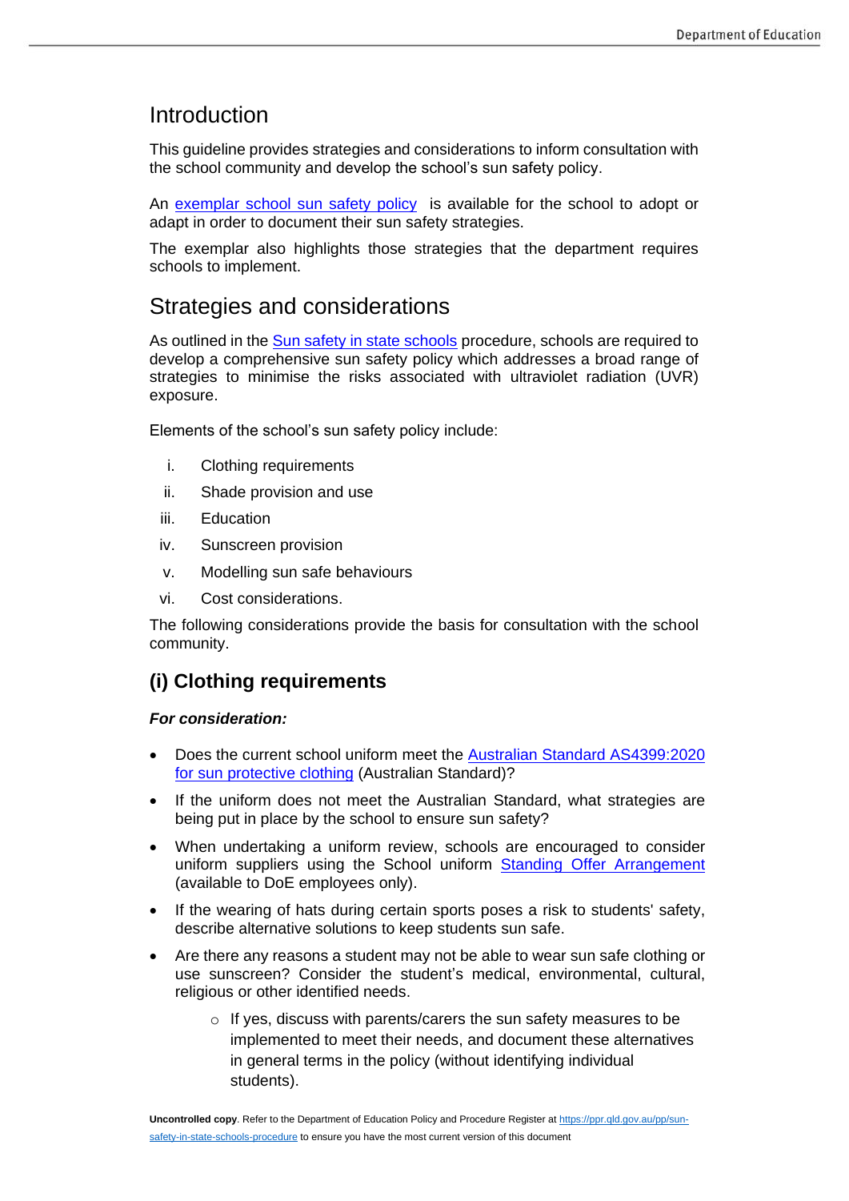## Introduction

This guideline provides strategies and considerations to inform consultation with the school community and develop the school's sun safety policy.

An exemplar school sun safety policy is available for the school to adopt or adapt in order to document their sun safety strategies.

The exemplar also highlights those strategies that the department requires schools to implement.

## Strategies and considerations

As outlined in the Sun safety in state schools procedure, schools are required to develop a comprehensive sun safety policy which addresses a broad range of strategies to minimise the risks associated with ultraviolet radiation (UVR) exposure.

Elements of the school's sun safety policy include:

i. Clothing requirements
ii. Shade provision and use
iii. Education
iv. Sunscreen provision
v. Modelling sun safe behaviours
vi. Cost considerations.

The following considerations provide the basis for consultation with the school community.

### (i) Clothing requirements

***For consideration:***

- Does the current school uniform meet the Australian Standard AS4399:2020 for sun protective clothing (Australian Standard)?
- If the uniform does not meet the Australian Standard, what strategies are being put in place by the school to ensure sun safety?
- When undertaking a uniform review, schools are encouraged to consider uniform suppliers using the School uniform Standing Offer Arrangement (available to DoE employees only).
- If the wearing of hats during certain sports poses a risk to students' safety, describe alternative solutions to keep students sun safe.
- Are there any reasons a student may not be able to wear sun safe clothing or use sunscreen? Consider the student's medical, environmental, cultural, religious or other identified needs.
    - If yes, discuss with parents/carers the sun safety measures to be implemented to meet their needs, and document these alternatives in general terms in the policy (without identifying individual students).

**Uncontrolled copy**. Refer to the Department of Education Policy and Procedure Register at https://ppr.qld.gov.au/pp/sun-safety-in-state-schools-procedure to ensure you have the most current version of this document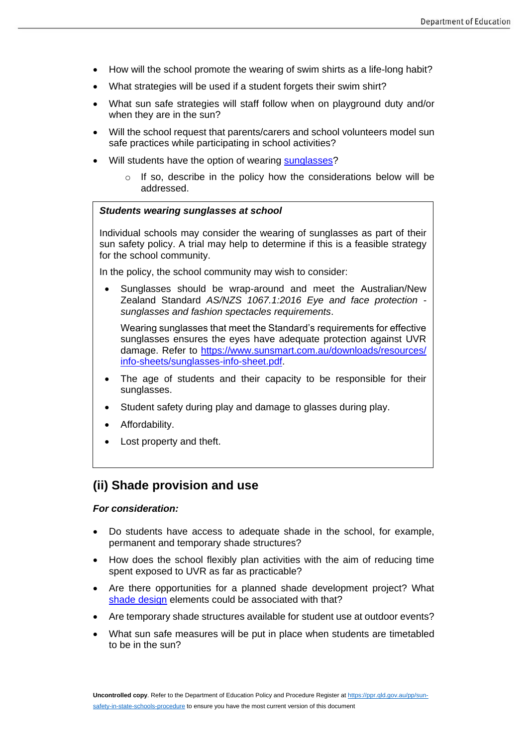- How will the school promote the wearing of swim shirts as a life-long habit?
- What strategies will be used if a student forgets their swim shirt?
- What sun safe strategies will staff follow when on playground duty and/or when they are in the sun?
- Will the school request that parents/carers and school volunteers model sun safe practices while participating in school activities?
- Will students have the option of wearing [sunglasses](#)?
    - If so, describe in the policy how the considerations below will be addressed.

> ***Students wearing sunglasses at school***
>
> Individual schools may consider the wearing of sunglasses as part of their sun safety policy. A trial may help to determine if this is a feasible strategy for the school community.
>
> In the policy, the school community may wish to consider:
>
> - Sunglasses should be wrap-around and meet the Australian/New Zealand Standard *AS/NZS 1067.1:2016 Eye and face protection - sunglasses and fashion spectacles requirements*.
>
>   Wearing sunglasses that meet the Standard's requirements for effective sunglasses ensures the eyes have adequate protection against UVR damage. Refer to [https://www.sunsmart.com.au/downloads/resources/info-sheets/sunglasses-info-sheet.pdf](https://www.sunsmart.com.au/downloads/resources/info-sheets/sunglasses-info-sheet.pdf).
> - The age of students and their capacity to be responsible for their sunglasses.
> - Student safety during play and damage to glasses during play.
> - Affordability.
> - Lost property and theft.

## (ii) Shade provision and use

***For consideration:***

- Do students have access to adequate shade in the school, for example, permanent and temporary shade structures?
- How does the school flexibly plan activities with the aim of reducing time spent exposed to UVR as far as practicable?
- Are there opportunities for a planned shade development project? What [shade design](#) elements could be associated with that?
- Are temporary shade structures available for student use at outdoor events?
- What sun safe measures will be put in place when students are timetabled to be in the sun?

**Uncontrolled copy**. Refer to the Department of Education Policy and Procedure Register at [https://ppr.qld.gov.au/pp/sun-safety-in-state-schools-procedure](https://ppr.qld.gov.au/pp/sun-safety-in-state-schools-procedure) to ensure you have the most current version of this document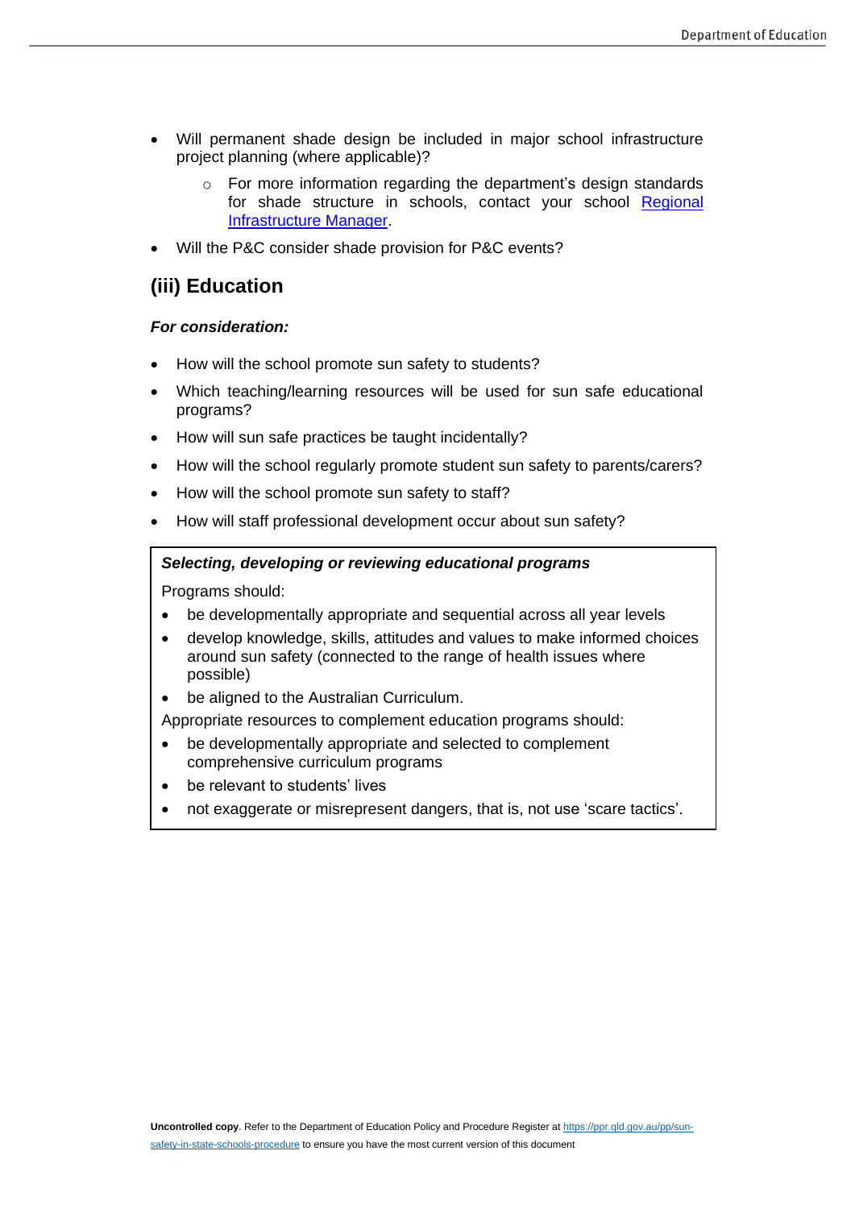- Will permanent shade design be included in major school infrastructure project planning (where applicable)?
    - For more information regarding the department's design standards for shade structure in schools, contact your school [Regional Infrastructure Manager](#).
- Will the P&C consider shade provision for P&C events?

## (iii) Education

***For consideration:***

- How will the school promote sun safety to students?
- Which teaching/learning resources will be used for sun safe educational programs?
- How will sun safe practices be taught incidentally?
- How will the school regularly promote student sun safety to parents/carers?
- How will the school promote sun safety to staff?
- How will staff professional development occur about sun safety?

> ***Selecting, developing or reviewing educational programs***
>
> Programs should:
>
> - be developmentally appropriate and sequential across all year levels
> - develop knowledge, skills, attitudes and values to make informed choices around sun safety (connected to the range of health issues where possible)
> - be aligned to the Australian Curriculum.
>
> Appropriate resources to complement education programs should:
>
> - be developmentally appropriate and selected to complement comprehensive curriculum programs
> - be relevant to students' lives
> - not exaggerate or misrepresent dangers, that is, not use 'scare tactics'.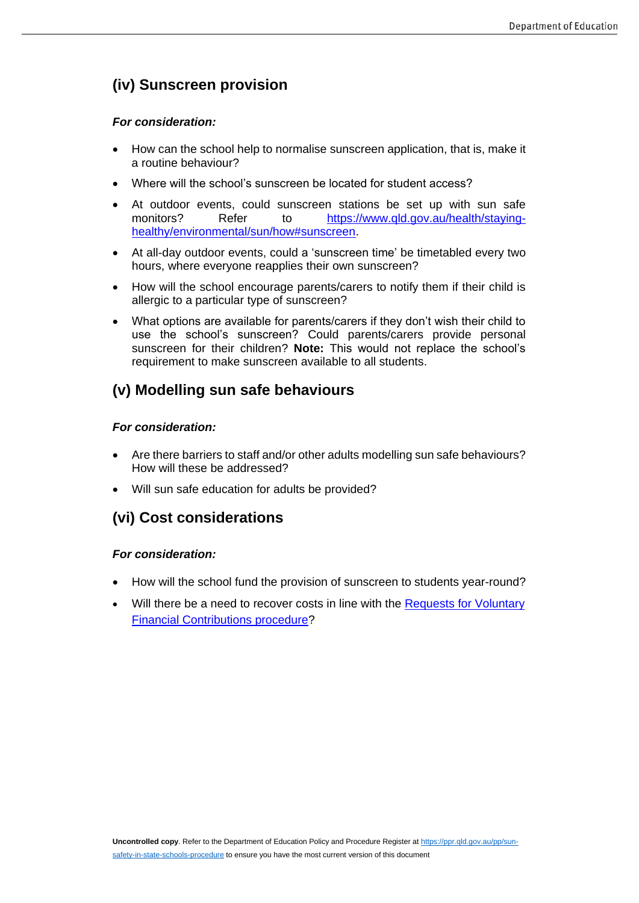## (iv) Sunscreen provision

***For consideration:***

- How can the school help to normalise sunscreen application, that is, make it a routine behaviour?
- Where will the school's sunscreen be located for student access?
- At outdoor events, could sunscreen stations be set up with sun safe monitors? Refer to [https://www.qld.gov.au/health/staying-healthy/environmental/sun/how#sunscreen](https://www.qld.gov.au/health/staying-healthy/environmental/sun/how#sunscreen).
- At all-day outdoor events, could a 'sunscreen time' be timetabled every two hours, where everyone reapplies their own sunscreen?
- How will the school encourage parents/carers to notify them if their child is allergic to a particular type of sunscreen?
- What options are available for parents/carers if they don't wish their child to use the school's sunscreen? Could parents/carers provide personal sunscreen for their children? **Note:** This would not replace the school's requirement to make sunscreen available to all students.

## (v) Modelling sun safe behaviours

***For consideration:***

- Are there barriers to staff and/or other adults modelling sun safe behaviours? How will these be addressed?
- Will sun safe education for adults be provided?

## (vi) Cost considerations

***For consideration:***

- How will the school fund the provision of sunscreen to students year-round?
- Will there be a need to recover costs in line with the Requests for Voluntary Financial Contributions procedure?

**Uncontrolled copy**. Refer to the Department of Education Policy and Procedure Register at [https://ppr.qld.gov.au/pp/sun-safety-in-state-schools-procedure](https://ppr.qld.gov.au/pp/sun-safety-in-state-schools-procedure) to ensure you have the most current version of this document